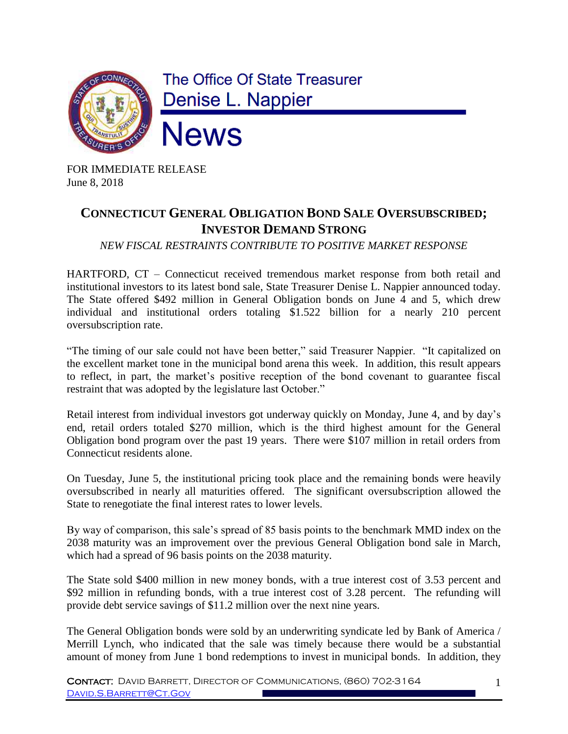The Office Of State Treasurer
Denise L. Nappier

# News

FOR IMMEDIATE RELEASE
June 8, 2018

## CONNECTICUT GENERAL OBLIGATION BOND SALE OVERSUBSCRIBED; INVESTOR DEMAND STRONG

*NEW FISCAL RESTRAINTS CONTRIBUTE TO POSITIVE MARKET RESPONSE*

HARTFORD, CT – Connecticut received tremendous market response from both retail and institutional investors to its latest bond sale, State Treasurer Denise L. Nappier announced today. The State offered $492 million in General Obligation bonds on June 4 and 5, which drew individual and institutional orders totaling $1.522 billion for a nearly 210 percent oversubscription rate.

"The timing of our sale could not have been better," said Treasurer Nappier. "It capitalized on the excellent market tone in the municipal bond arena this week. In addition, this result appears to reflect, in part, the market's positive reception of the bond covenant to guarantee fiscal restraint that was adopted by the legislature last October."

Retail interest from individual investors got underway quickly on Monday, June 4, and by day's end, retail orders totaled $270 million, which is the third highest amount for the General Obligation bond program over the past 19 years. There were $107 million in retail orders from Connecticut residents alone.

On Tuesday, June 5, the institutional pricing took place and the remaining bonds were heavily oversubscribed in nearly all maturities offered. The significant oversubscription allowed the State to renegotiate the final interest rates to lower levels.

By way of comparison, this sale's spread of 85 basis points to the benchmark MMD index on the 2038 maturity was an improvement over the previous General Obligation bond sale in March, which had a spread of 96 basis points on the 2038 maturity.

The State sold $400 million in new money bonds, with a true interest cost of 3.53 percent and $92 million in refunding bonds, with a true interest cost of 3.28 percent. The refunding will provide debt service savings of $11.2 million over the next nine years.

The General Obligation bonds were sold by an underwriting syndicate led by Bank of America / Merrill Lynch, who indicated that the sale was timely because there would be a substantial amount of money from June 1 bond redemptions to invest in municipal bonds. In addition, they

CONTACT: DAVID BARRETT, DIRECTOR OF COMMUNICATIONS, (860) 702-3164
DAVID.S.BARRETT@CT.GOV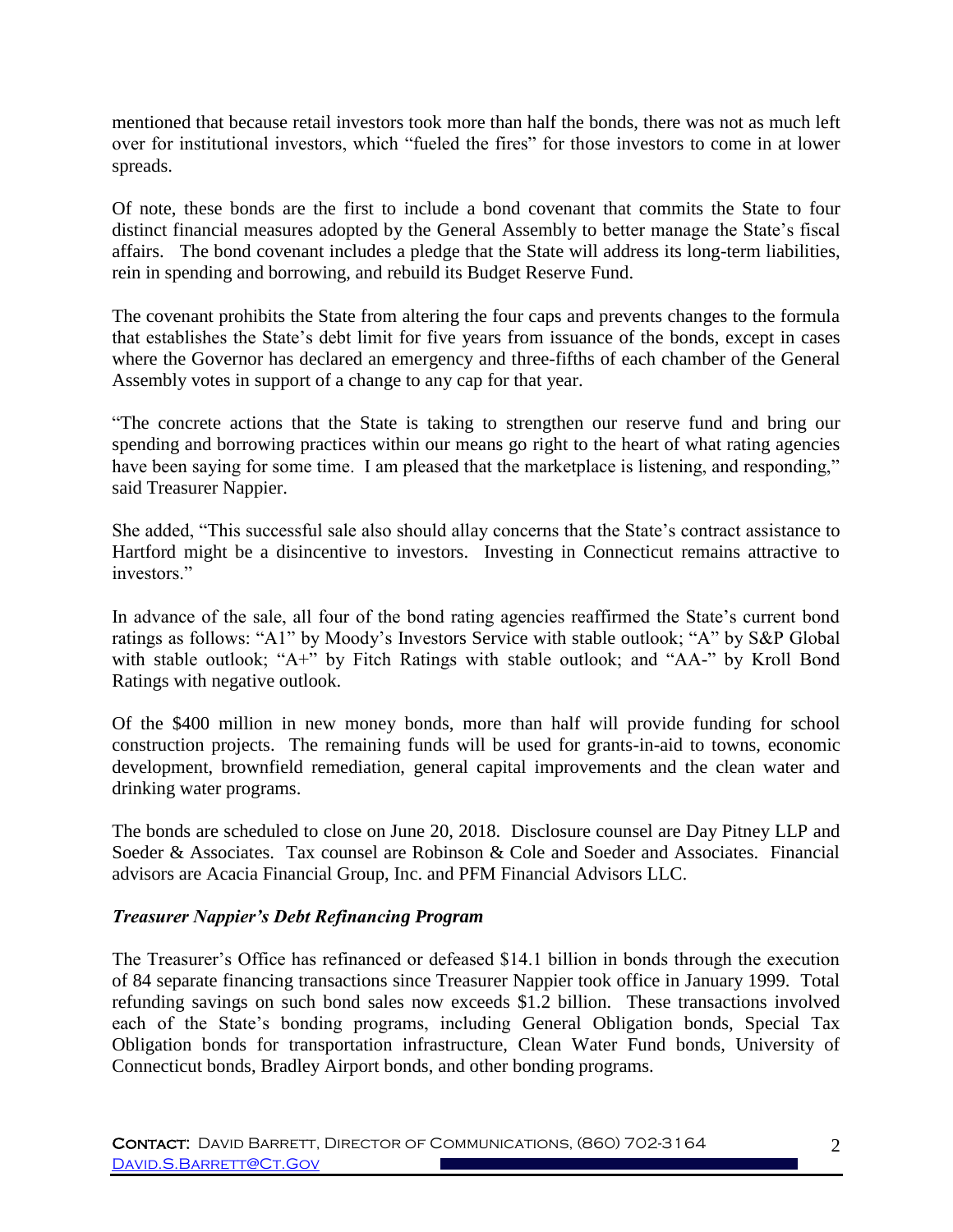mentioned that because retail investors took more than half the bonds, there was not as much left over for institutional investors, which "fueled the fires" for those investors to come in at lower spreads.

Of note, these bonds are the first to include a bond covenant that commits the State to four distinct financial measures adopted by the General Assembly to better manage the State's fiscal affairs. The bond covenant includes a pledge that the State will address its long-term liabilities, rein in spending and borrowing, and rebuild its Budget Reserve Fund.

The covenant prohibits the State from altering the four caps and prevents changes to the formula that establishes the State's debt limit for five years from issuance of the bonds, except in cases where the Governor has declared an emergency and three-fifths of each chamber of the General Assembly votes in support of a change to any cap for that year.

"The concrete actions that the State is taking to strengthen our reserve fund and bring our spending and borrowing practices within our means go right to the heart of what rating agencies have been saying for some time. I am pleased that the marketplace is listening, and responding," said Treasurer Nappier.

She added, "This successful sale also should allay concerns that the State's contract assistance to Hartford might be a disincentive to investors. Investing in Connecticut remains attractive to investors."

In advance of the sale, all four of the bond rating agencies reaffirmed the State's current bond ratings as follows: "A1" by Moody's Investors Service with stable outlook; "A" by S&P Global with stable outlook; "A+" by Fitch Ratings with stable outlook; and "AA-" by Kroll Bond Ratings with negative outlook.

Of the $400 million in new money bonds, more than half will provide funding for school construction projects. The remaining funds will be used for grants-in-aid to towns, economic development, brownfield remediation, general capital improvements and the clean water and drinking water programs.

The bonds are scheduled to close on June 20, 2018. Disclosure counsel are Day Pitney LLP and Soeder & Associates. Tax counsel are Robinson & Cole and Soeder and Associates. Financial advisors are Acacia Financial Group, Inc. and PFM Financial Advisors LLC.

***Treasurer Nappier's Debt Refinancing Program***

The Treasurer's Office has refinanced or defeased $14.1 billion in bonds through the execution of 84 separate financing transactions since Treasurer Nappier took office in January 1999. Total refunding savings on such bond sales now exceeds $1.2 billion. These transactions involved each of the State's bonding programs, including General Obligation bonds, Special Tax Obligation bonds for transportation infrastructure, Clean Water Fund bonds, University of Connecticut bonds, Bradley Airport bonds, and other bonding programs.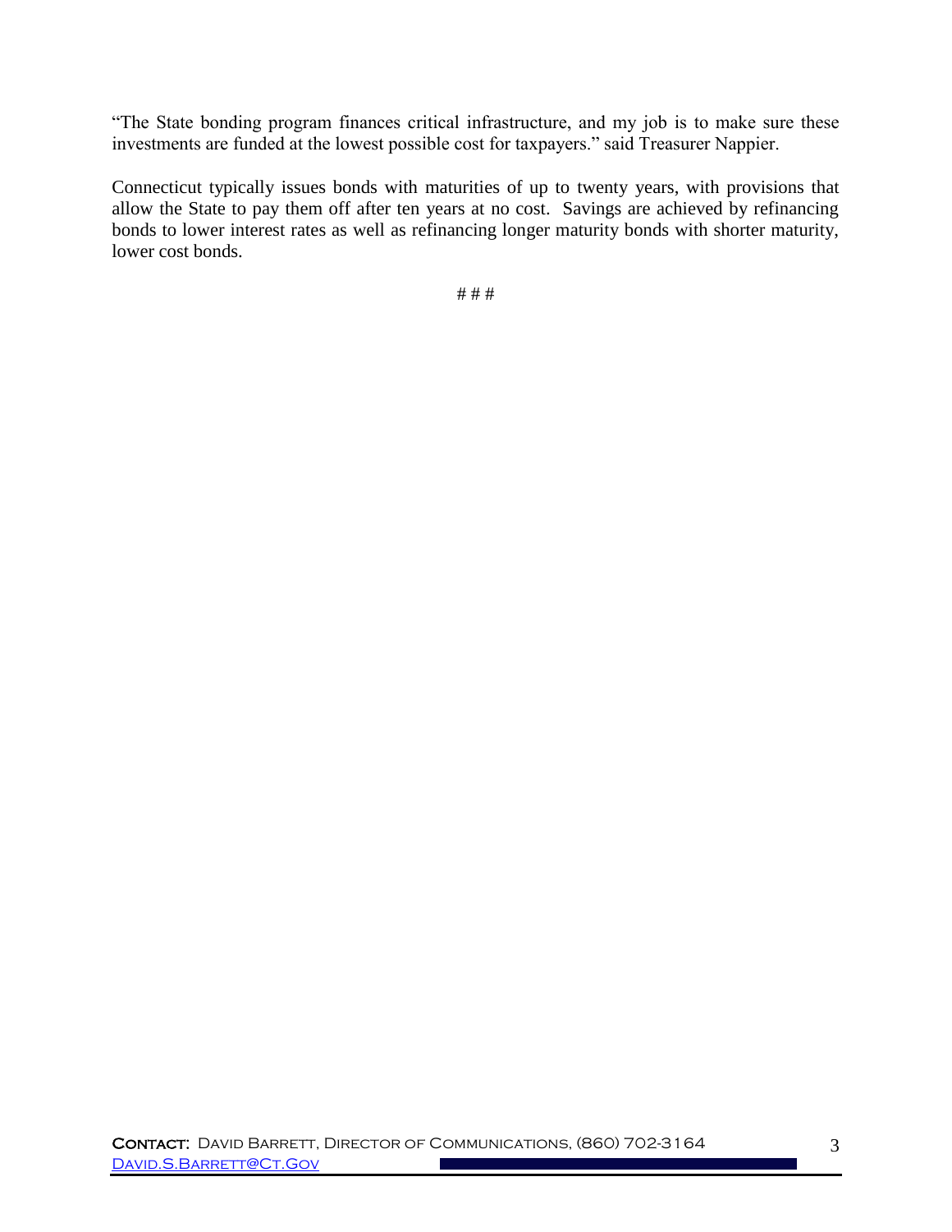"The State bonding program finances critical infrastructure, and my job is to make sure these investments are funded at the lowest possible cost for taxpayers." said Treasurer Nappier.

Connecticut typically issues bonds with maturities of up to twenty years, with provisions that allow the State to pay them off after ten years at no cost. Savings are achieved by refinancing bonds to lower interest rates as well as refinancing longer maturity bonds with shorter maturity, lower cost bonds.

# # #